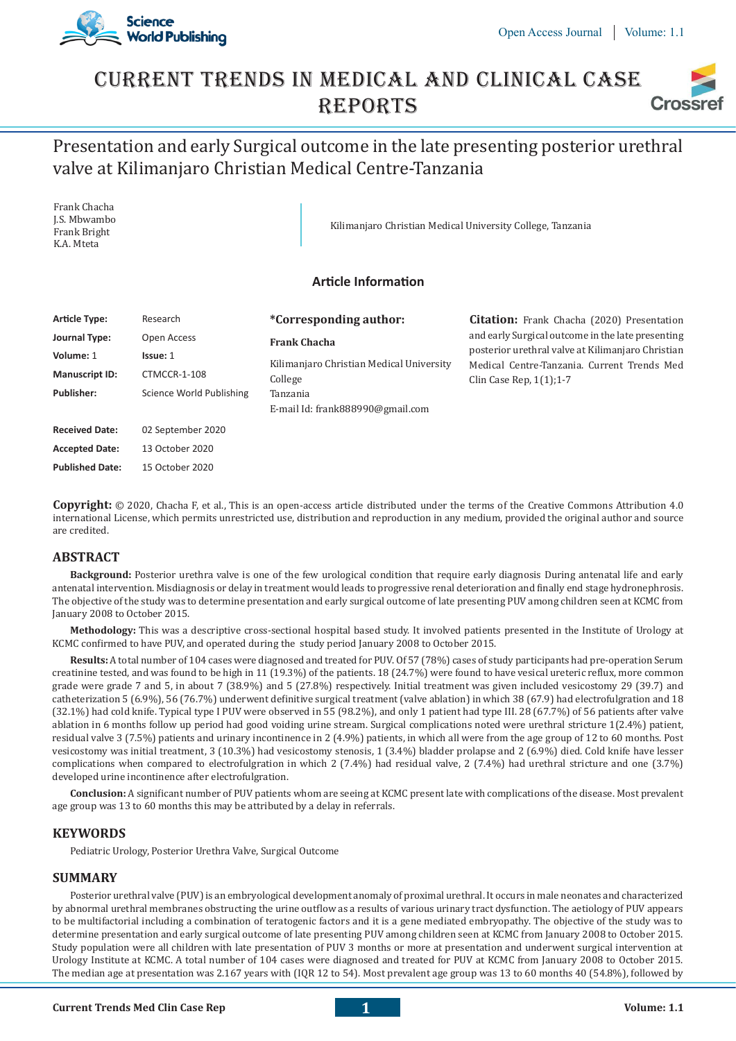# Current Trends in Medical and Clinical Case Reports

## Presentation and early Surgical outcome in the late presenting posterior urethral valve at Kilimanjaro Christian Medical Centre-Tanzania

Frank Chacha
J.S. Mbwambo
Frank Bright
K.A. Mteta

Kilimanjaro Christian Medical University College, Tanzania

### Article Information

| | |
|---|---|
| **Article Type:** | Research |
| **Journal Type:** | Open Access |
| **Volume:** 1 | **Issue:** 1 |
| **Manuscript ID:** | CTMCCR-1-108 |
| **Publisher:** | Science World Publishing |
| **Received Date:** | 02 September 2020 |
| **Accepted Date:** | 13 October 2020 |
| **Published Date:** | 15 October 2020 |

**\*Corresponding author:**

**Frank Chacha**

Kilimanjaro Christian Medical University College
Tanzania
E-mail Id: frank888990@gmail.com

**Citation:** Frank Chacha (2020) Presentation and early Surgical outcome in the late presenting posterior urethral valve at Kilimanjaro Christian Medical Centre-Tanzania. Current Trends Med Clin Case Rep, 1(1);1-7

**Copyright:** © 2020, Chacha F, et al., This is an open-access article distributed under the terms of the Creative Commons Attribution 4.0 international License, which permits unrestricted use, distribution and reproduction in any medium, provided the original author and source are credited.

## ABSTRACT

**Background:** Posterior urethra valve is one of the few urological condition that require early diagnosis During antenatal life and early antenatal intervention. Misdiagnosis or delay in treatment would leads to progressive renal deterioration and finally end stage hydronephrosis. The objective of the study was to determine presentation and early surgical outcome of late presenting PUV among children seen at KCMC from January 2008 to October 2015.

**Methodology:** This was a descriptive cross-sectional hospital based study. It involved patients presented in the Institute of Urology at KCMC confirmed to have PUV, and operated during the study period January 2008 to October 2015.

**Results:** A total number of 104 cases were diagnosed and treated for PUV. Of 57 (78%) cases of study participants had pre-operation Serum creatinine tested, and was found to be high in 11 (19.3%) of the patients. 18 (24.7%) were found to have vesical ureteric reflux, more common grade were grade 7 and 5, in about 7 (38.9%) and 5 (27.8%) respectively. Initial treatment was given included vesicostomy 29 (39.7) and catheterization 5 (6.9%), 56 (76.7%) underwent definitive surgical treatment (valve ablation) in which 38 (67.9) had electrofulgration and 18 (32.1%) had cold knife. Typical type I PUV were observed in 55 (98.2%), and only 1 patient had type III. 28 (67.7%) of 56 patients after valve ablation in 6 months follow up period had good voiding urine stream. Surgical complications noted were urethral stricture 1(2.4%) patient, residual valve 3 (7.5%) patients and urinary incontinence in 2 (4.9%) patients, in which all were from the age group of 12 to 60 months. Post vesicostomy was initial treatment, 3 (10.3%) had vesicostomy stenosis, 1 (3.4%) bladder prolapse and 2 (6.9%) died. Cold knife have lesser complications when compared to electrofulgration in which 2 (7.4%) had residual valve, 2 (7.4%) had urethral stricture and one (3.7%) developed urine incontinence after electrofulgration.

**Conclusion:** A significant number of PUV patients whom are seeing at KCMC present late with complications of the disease. Most prevalent age group was 13 to 60 months this may be attributed by a delay in referrals.

## KEYWORDS

Pediatric Urology, Posterior Urethra Valve, Surgical Outcome

## SUMMARY

Posterior urethral valve (PUV) is an embryological development anomaly of proximal urethral. It occurs in male neonates and characterized by abnormal urethral membranes obstructing the urine outflow as a results of various urinary tract dysfunction. The aetiology of PUV appears to be multifactorial including a combination of teratogenic factors and it is a gene mediated embryopathy. The objective of the study was to determine presentation and early surgical outcome of late presenting PUV among children seen at KCMC from January 2008 to October 2015. Study population were all children with late presentation of PUV 3 months or more at presentation and underwent surgical intervention at Urology Institute at KCMC. A total number of 104 cases were diagnosed and treated for PUV at KCMC from January 2008 to October 2015. The median age at presentation was 2.167 years with (IQR 12 to 54). Most prevalent age group was 13 to 60 months 40 (54.8%), followed by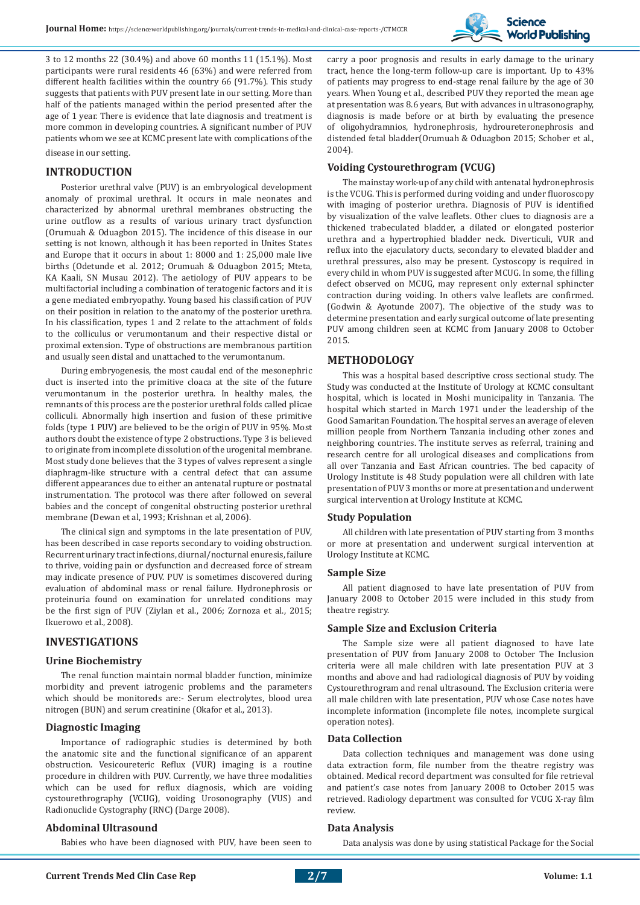3 to 12 months 22 (30.4%) and above 60 months 11 (15.1%). Most participants were rural residents 46 (63%) and were referred from different health facilities within the country 66 (91.7%). This study suggests that patients with PUV present late in our setting. More than half of the patients managed within the period presented after the age of 1 year. There is evidence that late diagnosis and treatment is more common in developing countries. A significant number of PUV patients whom we see at KCMC present late with complications of the disease in our setting.

## INTRODUCTION

Posterior urethral valve (PUV) is an embryological development anomaly of proximal urethral. It occurs in male neonates and characterized by abnormal urethral membranes obstructing the urine outflow as a results of various urinary tract dysfunction (Orumuah & Oduagbon 2015). The incidence of this disease in our setting is not known, although it has been reported in Unites States and Europe that it occurs in about 1: 8000 and 1: 25,000 male live births (Odetunde et al. 2012; Orumuah & Oduagbon 2015; Mteta, KA Kaali, SN Musau 2012). The aetiology of PUV appears to be multifactorial including a combination of teratogenic factors and it is a gene mediated embryopathy. Young based his classification of PUV on their position in relation to the anatomy of the posterior urethra. In his classification, types 1 and 2 relate to the attachment of folds to the colliculus or verumontanum and their respective distal or proximal extension. Type of obstructions are membranous partition and usually seen distal and unattached to the verumontanum.

During embryogenesis, the most caudal end of the mesonephric duct is inserted into the primitive cloaca at the site of the future verumontanum in the posterior urethra. In healthy males, the remnants of this process are the posterior urethral folds called plicae colliculi. Abnormally high insertion and fusion of these primitive folds (type 1 PUV) are believed to be the origin of PUV in 95%. Most authors doubt the existence of type 2 obstructions. Type 3 is believed to originate from incomplete dissolution of the urogenital membrane. Most study done believes that the 3 types of valves represent a single diaphragm-like structure with a central defect that can assume different appearances due to either an antenatal rupture or postnatal instrumentation. The protocol was there after followed on several babies and the concept of congenital obstructing posterior urethral membrane (Dewan et al, 1993; Krishnan et al, 2006).

The clinical sign and symptoms in the late presentation of PUV, has been described in case reports secondary to voiding obstruction. Recurrent urinary tract infections, diurnal/nocturnal enuresis, failure to thrive, voiding pain or dysfunction and decreased force of stream may indicate presence of PUV. PUV is sometimes discovered during evaluation of abdominal mass or renal failure. Hydronephrosis or proteinuria found on examination for unrelated conditions may be the first sign of PUV (Ziylan et al., 2006; Zornoza et al., 2015; Ikuerowo et al., 2008).

## INVESTIGATIONS

### Urine Biochemistry

The renal function maintain normal bladder function, minimize morbidity and prevent iatrogenic problems and the parameters which should be monitoreds are:- Serum electrolytes, blood urea nitrogen (BUN) and serum creatinine (Okafor et al., 2013).

### Diagnostic Imaging

Importance of radiographic studies is determined by both the anatomic site and the functional significance of an apparent obstruction. Vesicoureteric Reflux (VUR) imaging is a routine procedure in children with PUV. Currently, we have three modalities which can be used for reflux diagnosis, which are voiding cystourethrography (VCUG), voiding Urosonography (VUS) and Radionuclide Cystography (RNC) (Darge 2008).

### Abdominal Ultrasound

Babies who have been diagnosed with PUV, have been seen to carry a poor prognosis and results in early damage to the urinary tract, hence the long-term follow-up care is important. Up to 43% of patients may progress to end-stage renal failure by the age of 30 years. When Young et al., described PUV they reported the mean age at presentation was 8.6 years, But with advances in ultrasonography, diagnosis is made before or at birth by evaluating the presence of oligohydramnios, hydronephrosis, hydroureteronephrosis and distended fetal bladder(Orumuah & Oduagbon 2015; Schober et al., 2004).

### Voiding Cystourethrogram (VCUG)

The mainstay work-up of any child with antenatal hydronephrosis is the VCUG. This is performed during voiding and under fluoroscopy with imaging of posterior urethra. Diagnosis of PUV is identified by visualization of the valve leaflets. Other clues to diagnosis are a thickened trabeculated bladder, a dilated or elongated posterior urethra and a hypertrophied bladder neck. Diverticuli, VUR and reflux into the ejaculatory ducts, secondary to elevated bladder and urethral pressures, also may be present. Cystoscopy is required in every child in whom PUV is suggested after MCUG. In some, the filling defect observed on MCUG, may represent only external sphincter contraction during voiding. In others valve leaflets are confirmed. (Godwin & Ayotunde 2007). The objective of the study was to determine presentation and early surgical outcome of late presenting PUV among children seen at KCMC from January 2008 to October 2015.

## METHODOLOGY

This was a hospital based descriptive cross sectional study. The Study was conducted at the Institute of Urology at KCMC consultant hospital, which is located in Moshi municipality in Tanzania. The hospital which started in March 1971 under the leadership of the Good Samaritan Foundation. The hospital serves an average of eleven million people from Northern Tanzania including other zones and neighboring countries. The institute serves as referral, training and research centre for all urological diseases and complications from all over Tanzania and East African countries. The bed capacity of Urology Institute is 48 Study population were all children with late presentation of PUV 3 months or more at presentation and underwent surgical intervention at Urology Institute at KCMC.

### Study Population

All children with late presentation of PUV starting from 3 months or more at presentation and underwent surgical intervention at Urology Institute at KCMC.

### Sample Size

All patient diagnosed to have late presentation of PUV from January 2008 to October 2015 were included in this study from theatre registry.

### Sample Size and Exclusion Criteria

The Sample size were all patient diagnosed to have late presentation of PUV from January 2008 to October The Inclusion criteria were all male children with late presentation PUV at 3 months and above and had radiological diagnosis of PUV by voiding Cystourethrogram and renal ultrasound. The Exclusion criteria were all male children with late presentation, PUV whose Case notes have incomplete information (incomplete file notes, incomplete surgical operation notes).

### Data Collection

Data collection techniques and management was done using data extraction form, file number from the theatre registry was obtained. Medical record department was consulted for file retrieval and patient's case notes from January 2008 to October 2015 was retrieved. Radiology department was consulted for VCUG X-ray film review.

### Data Analysis

Data analysis was done by using statistical Package for the Social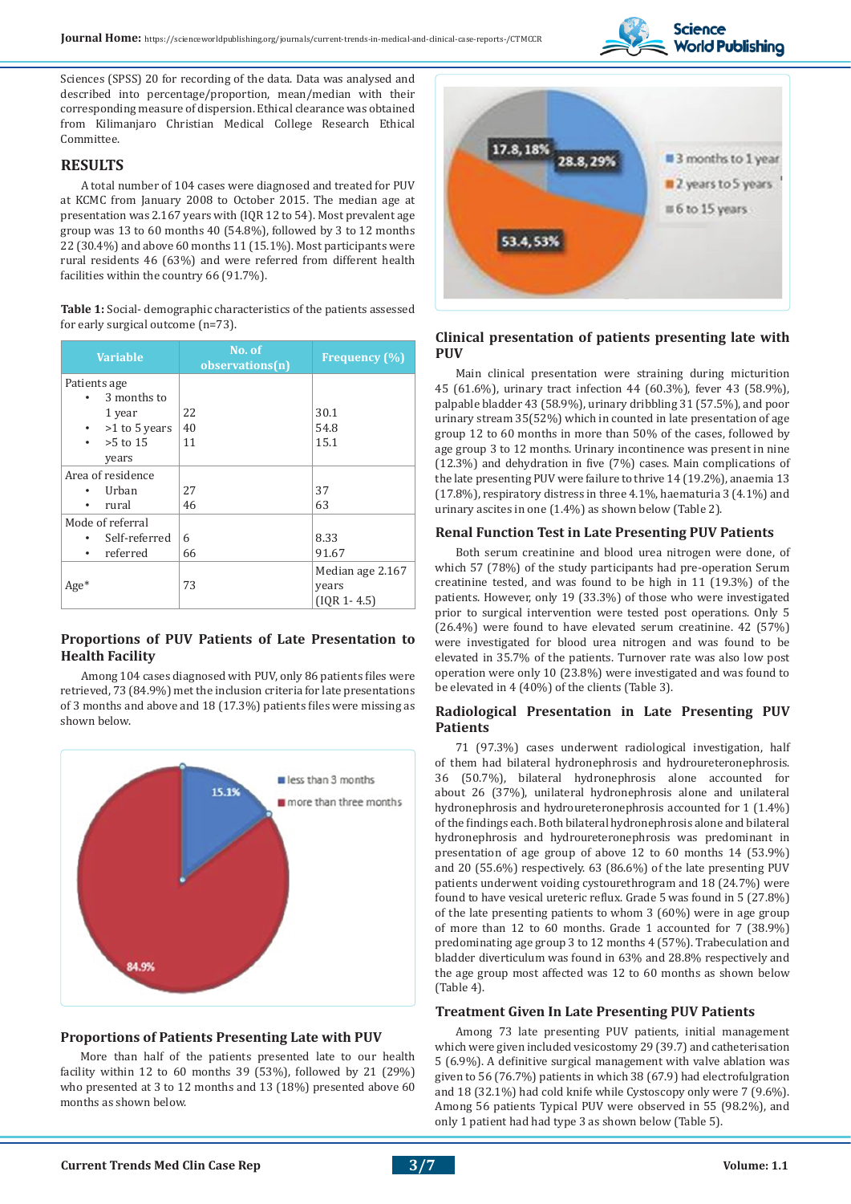Sciences (SPSS) 20 for recording of the data. Data was analysed and described into percentage/proportion, mean/median with their corresponding measure of dispersion. Ethical clearance was obtained from Kilimanjaro Christian Medical College Research Ethical Committee.

## RESULTS

A total number of 104 cases were diagnosed and treated for PUV at KCMC from January 2008 to October 2015. The median age at presentation was 2.167 years with (IQR 12 to 54). Most prevalent age group was 13 to 60 months 40 (54.8%), followed by 3 to 12 months 22 (30.4%) and above 60 months 11 (15.1%). Most participants were rural residents 46 (63%) and were referred from different health facilities within the country 66 (91.7%).

**Table 1:** Social- demographic characteristics of the patients assessed for early surgical outcome (n=73).

| Variable | No. of observations(n) | Frequency (%) |
|---|---|---|
| Patients age | | |
| • 3 months to 1 year | 22 | 30.1 |
| • >1 to 5 years | 40 | 54.8 |
| • >5 to 15 years | 11 | 15.1 |
| Area of residence | | |
| • Urban | 27 | 37 |
| • rural | 46 | 63 |
| Mode of referral | | |
| • Self-referred | 6 | 8.33 |
| • referred | 66 | 91.67 |
| Age* | 73 | Median age 2.167 years (IQR 1- 4.5) |

### Proportions of PUV Patients of Late Presentation to Health Facility

Among 104 cases diagnosed with PUV, only 86 patients files were retrieved, 73 (84.9%) met the inclusion criteria for late presentations of 3 months and above and 18 (17.3%) patients files were missing as shown below.

### Proportions of Patients Presenting Late with PUV

More than half of the patients presented late to our health facility within 12 to 60 months 39 (53%), followed by 21 (29%) who presented at 3 to 12 months and 13 (18%) presented above 60 months as shown below.

### Clinical presentation of patients presenting late with PUV

Main clinical presentation were straining during micturition 45 (61.6%), urinary tract infection 44 (60.3%), fever 43 (58.9%), palpable bladder 43 (58.9%), urinary dribbling 31 (57.5%), and poor urinary stream 35(52%) which in counted in late presentation of age group 12 to 60 months in more than 50% of the cases, followed by age group 3 to 12 months. Urinary incontinence was present in nine (12.3%) and dehydration in five (7%) cases. Main complications of the late presenting PUV were failure to thrive 14 (19.2%), anaemia 13 (17.8%), respiratory distress in three 4.1%, haematuria 3 (4.1%) and urinary ascites in one (1.4%) as shown below (Table 2).

### Renal Function Test in Late Presenting PUV Patients

Both serum creatinine and blood urea nitrogen were done, of which 57 (78%) of the study participants had pre-operation Serum creatinine tested, and was found to be high in 11 (19.3%) of the patients. However, only 19 (33.3%) of those who were investigated prior to surgical intervention were tested post operations. Only 5 (26.4%) were found to have elevated serum creatinine. 42 (57%) were investigated for blood urea nitrogen and was found to be elevated in 35.7% of the patients. Turnover rate was also low post operation were only 10 (23.8%) were investigated and was found to be elevated in 4 (40%) of the clients (Table 3).

### Radiological Presentation in Late Presenting PUV Patients

71 (97.3%) cases underwent radiological investigation, half of them had bilateral hydronephrosis and hydroureteronephrosis. 36 (50.7%), bilateral hydronephrosis alone accounted for about 26 (37%), unilateral hydronephrosis and unilateral hydronephrosis and hydroureteronephrosis accounted for 1 (1.4%) of the findings each. Both bilateral hydronephrosis alone and bilateral hydronephrosis and hydroureteronephrosis was predominant in presentation of age group of above 12 to 60 months 14 (53.9%) and 20 (55.6%) respectively. 63 (86.6%) of the late presenting PUV patients underwent voiding cystourethrogram and 18 (24.7%) were found to have vesical ureteric reflux. Grade 5 was found in 5 (27.8%) of the late presenting patients to whom 3 (60%) were in age group of more than 12 to 60 months. Grade 1 accounted for 7 (38.9%) predominating age group 3 to 12 months 4 (57%). Trabeculation and bladder diverticulum was found in 63% and 28.8% respectively and the age group most affected was 12 to 60 months as shown below (Table 4).

### Treatment Given In Late Presenting PUV Patients

Among 73 late presenting PUV patients, initial management which were given included vesicostomy 29 (39.7) and catheterisation 5 (6.9%). A definitive surgical management with valve ablation was given to 56 (76.7%) patients in which 38 (67.9) had electrofulgration and 18 (32.1%) had cold knife while Cystoscopy only were 7 (9.6%). Among 56 patients Typical PUV were observed in 55 (98.2%), and only 1 patient had had type 3 as shown below (Table 5).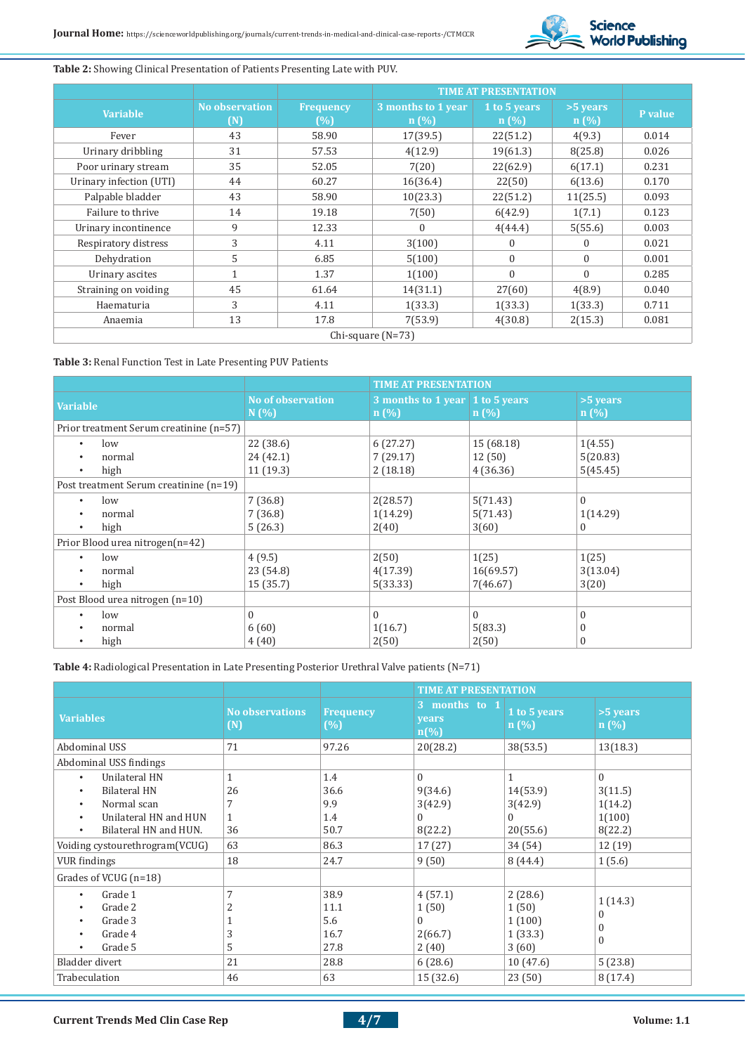**Table 2:** Showing Clinical Presentation of Patients Presenting Late with PUV.

| Variable | No observation (N) | Frequency (%) | TIME AT PRESENTATION | | | P value |
|---|---|---|---|---|---|---|
| | | | 3 months to 1 year n (%) | 1 to 5 years n (%) | >5 years n (%) | |
| Fever | 43 | 58.90 | 17(39.5) | 22(51.2) | 4(9.3) | 0.014 |
| Urinary dribbling | 31 | 57.53 | 4(12.9) | 19(61.3) | 8(25.8) | 0.026 |
| Poor urinary stream | 35 | 52.05 | 7(20) | 22(62.9) | 6(17.1) | 0.231 |
| Urinary infection (UTI) | 44 | 60.27 | 16(36.4) | 22(50) | 6(13.6) | 0.170 |
| Palpable bladder | 43 | 58.90 | 10(23.3) | 22(51.2) | 11(25.5) | 0.093 |
| Failure to thrive | 14 | 19.18 | 7(50) | 6(42.9) | 1(7.1) | 0.123 |
| Urinary incontinence | 9 | 12.33 | 0 | 4(44.4) | 5(55.6) | 0.003 |
| Respiratory distress | 3 | 4.11 | 3(100) | 0 | 0 | 0.021 |
| Dehydration | 5 | 6.85 | 5(100) | 0 | 0 | 0.001 |
| Urinary ascites | 1 | 1.37 | 1(100) | 0 | 0 | 0.285 |
| Straining on voiding | 45 | 61.64 | 14(31.1) | 27(60) | 4(8.9) | 0.040 |
| Haematuria | 3 | 4.11 | 1(33.3) | 1(33.3) | 1(33.3) | 0.711 |
| Anaemia | 13 | 17.8 | 7(53.9) | 4(30.8) | 2(15.3) | 0.081 |
| Chi-square (N=73) | | | | | | |

**Table 3:** Renal Function Test in Late Presenting PUV Patients

| Variable | No of observation N (%) | TIME AT PRESENTATION | | |
|---|---|---|---|---|
| | | 3 months to 1 year n (%) | 1 to 5 years n (%) | >5 years n (%) |
| Prior treatment Serum creatinine (n=57) | | | | |
| • low | 22 (38.6) | 6 (27.27) | 15 (68.18) | 1(4.55) |
| • normal | 24 (42.1) | 7 (29.17) | 12 (50) | 5(20.83) |
| • high | 11 (19.3) | 2 (18.18) | 4 (36.36) | 5(45.45) |
| Post treatment Serum creatinine (n=19) | | | | |
| • low | 7 (36.8) | 2(28.57) | 5(71.43) | 0 |
| • normal | 7 (36.8) | 1(14.29) | 5(71.43) | 1(14.29) |
| • high | 5 (26.3) | 2(40) | 3(60) | 0 |
| Prior Blood urea nitrogen(n=42) | | | | |
| • low | 4 (9.5) | 2(50) | 1(25) | 1(25) |
| • normal | 23 (54.8) | 4(17.39) | 16(69.57) | 3(13.04) |
| • high | 15 (35.7) | 5(33.33) | 7(46.67) | 3(20) |
| Post Blood urea nitrogen (n=10) | | | | |
| • low | 0 | 0 | 0 | 0 |
| • normal | 6 (60) | 1(16.7) | 5(83.3) | 0 |
| • high | 4 (40) | 2(50) | 2(50) | 0 |

**Table 4:** Radiological Presentation in Late Presenting Posterior Urethral Valve patients (N=71)

| Variables | No observations (N) | Frequency (%) | TIME AT PRESENTATION | | |
|---|---|---|---|---|---|
| | | | 3 months to 1 years n(%) | 1 to 5 years n (%) | >5 years n (%) |
| Abdominal USS | 71 | 97.26 | 20(28.2) | 38(53.5) | 13(18.3) |
| Abdominal USS findings | | | | | |
| • Unilateral HN | 1 | 1.4 | 0 | 1 | 0 |
| • Bilateral HN | 26 | 36.6 | 9(34.6) | 14(53.9) | 3(11.5) |
| • Normal scan | 7 | 9.9 | 3(42.9) | 3(42.9) | 1(14.2) |
| • Unilateral HN and HUN | 1 | 1.4 | 0 | 0 | 1(100) |
| • Bilateral HN and HUN. | 36 | 50.7 | 8(22.2) | 20(55.6) | 8(22.2) |
| Voiding cystourethrogram(VCUG) | 63 | 86.3 | 17 (27) | 34 (54) | 12 (19) |
| VUR findings | 18 | 24.7 | 9 (50) | 8 (44.4) | 1 (5.6) |
| Grades of VCUG (n=18) | | | | | |
| • Grade 1 | 7 | 38.9 | 4 (57.1) | 2 (28.6) | 1 (14.3) |
| • Grade 2 | 2 | 11.1 | 1 (50) | 1 (50) | 0 |
| • Grade 3 | 1 | 5.6 | 0 | 1 (100) | 0 |
| • Grade 4 | 3 | 16.7 | 2(66.7) | 1 (33.3) | 0 |
| • Grade 5 | 5 | 27.8 | 2 (40) | 3 (60) | |
| Bladder divert | 21 | 28.8 | 6 (28.6) | 10 (47.6) | 5 (23.8) |
| Trabeculation | 46 | 63 | 15 (32.6) | 23 (50) | 8 (17.4) |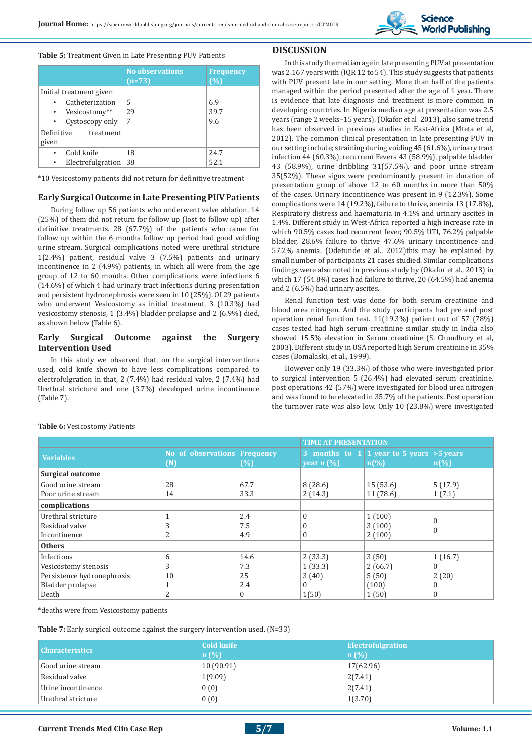**Table 5:** Treatment Given in Late Presenting PUV Patients

| | No observations (n=73) | Frequency (%) |
|---|---|---|
| Initial treatment given | | |
| • Catheterization | 5 | 6.9 |
| • Vesicostomy** | 29 | 39.7 |
| • Cystoscopy only | 7 | 9.6 |
| Definitive treatment given | | |
| • Cold knife | 18 | 24.7 |
| • Electrofulgration | 38 | 52.1 |

*10 Vesicostomy patients did not return for definitive treatment

### Early Surgical Outcome in Late Presenting PUV Patients

During follow up 56 patients who underwent valve ablation, 14 (25%) of them did not return for follow up (lost to follow up) after definitive treatments. 28 (67.7%) of the patients who came for follow up within the 6 months follow up period had good voiding urine stream. Surgical complications noted were urethral stricture 1(2.4%) patient, residual valve 3 (7.5%) patients and urinary incontinence in 2 (4.9%) patients, in which all were from the age group of 12 to 60 months. Other complications were infections 6 (14.6%) of which 4 had urinary tract infections during presentation and persistent hydronephrosis were seen in 10 (25%). Of 29 patients who underwent Vesicostomy as initial treatment, 3 (10.3%) had vesicostomy stenosis, 1 (3.4%) bladder prolapse and 2 (6.9%) died, as shown below (Table 6).

### Early Surgical Outcome against the Surgery Intervention Used

In this study we observed that, on the surgical interventions used, cold knife shown to have less complications compared to electrofulgration in that, 2 (7.4%) had residual valve, 2 (7.4%) had Urethral stricture and one (3.7%) developed urine incontinence (Table 7).

## DISCUSSION

In this study the median age in late presenting PUV at presentation was 2.167 years with (IQR 12 to 54). This study suggests that patients with PUV present late in our setting. More than half of the patients managed within the period presented after the age of 1 year. There is evidence that late diagnosis and treatment is more common in developing countries. In Nigeria median age at presentation was 2.5 years (range 2 weeks–15 years). (Okafor et al 2013), also same trend has been observed in previous studies in East-Africa (Mteta et al, 2012). The common clinical presentation in late presenting PUV in our setting include; straining during voiding 45 (61.6%), urinary tract infection 44 (60.3%), recurrent Fevers 43 (58.9%), palpable bladder 43 (58.9%), urine dribbling 31(57.5%), and poor urine stream 35(52%). These signs were predominantly present in duration of presentation group of above 12 to 60 months in more than 50% of the cases. Urinary incontinence was present in 9 (12.3%). Some complications were 14 (19.2%), failure to thrive, anemia 13 (17.8%), Respiratory distress and haematuria in 4.1% and urinary ascites in 1.4%. Different study in West-Africa reported a high increase rate in which 90.5% cases had recurrent fever, 90.5% UTI, 76.2% palpable bladder, 28.6% failure to thrive 47.6% urinary incontinence and 57.2% anemia. (Odetunde et al., 2012)this may be explained by small number of participants 21 cases studied. Similar complications findings were also noted in previous study by (Okafor et al., 2013) in which 17 (54.8%) cases had failure to thrive, 20 (64.5%) had anemia and 2 (6.5%) had urinary ascites.

Renal function test was done for both serum creatinine and blood urea nitrogen. And the study participants had pre and post operation renal function test. 11(19.3%) patient out of 57 (78%) cases tested had high serum creatinine similar study in India also showed 15.5% elevation in Serum creatinine (S. Choudhury et al, 2003). Different study in USA reported high Serum creatinine in 35% cases (Bomalaski, et al., 1999).

However only 19 (33.3%) of those who were investigated prior to surgical intervention 5 (26.4%) had elevated serum creatinine. post operations 42 (57%) were investigated for blood urea nitrogen and was found to be elevated in 35.7% of the patients. Post operation the turnover rate was also low. Only 10 (23.8%) were investigated

**Table 6:** Vesicostomy Patients

| Variables | No of observations (N) | Frequency (%) | TIME AT PRESENTATION | | |
|---|---|---|---|---|---|
| | | | 3 months to 1 year n (%) | 1 year to 5 years n(%) | >5 years n(%) |
| **Surgical outcome** | | | | | |
| Good urine stream | 28 | 67.7 | 8 (28.6) | 15 (53.6) | 5 (17.9) |
| Poor urine stream | 14 | 33.3 | 2 (14.3) | 11 (78.6) | 1 (7.1) |
| **complications** | | | | | |
| Urethral stricture | 1 | 2.4 | 0 | 1 (100) | 0 |
| Residual valve | 3 | 7.5 | 0 | 3 (100) | 0 |
| Incontinence | 2 | 4.9 | 0 | 2 (100) | |
| **Others** | | | | | |
| Infections | 6 | 14.6 | 2 (33.3) | 3 (50) | 1 (16.7) |
| Vesicostomy stenosis | 3 | 7.3 | 1 (33.3) | 2 (66.7) | 0 |
| Persistence hydronephrosis | 10 | 25 | 3 (40) | 5 (50) | 2 (20) |
| Bladder prolapse | 1 | 2.4 | 0 | (100) | 0 |
| Death | 2 | 0 | 1(50) | 1 (50) | 0 |

*deaths were from Vesicostomy patients

**Table 7:** Early surgical outcome against the surgery intervention used. (N=33)

| Characteristics | Cold knife n (%) | Electrofulgration n (%) |
|---|---|---|
| Good urine stream | 10 (90.91) | 17(62.96) |
| Residual valve | 1(9.09) | 2(7.41) |
| Urine incontinence | 0 (0) | 2(7.41) |
| Urethral stricture | 0 (0) | 1(3.70) |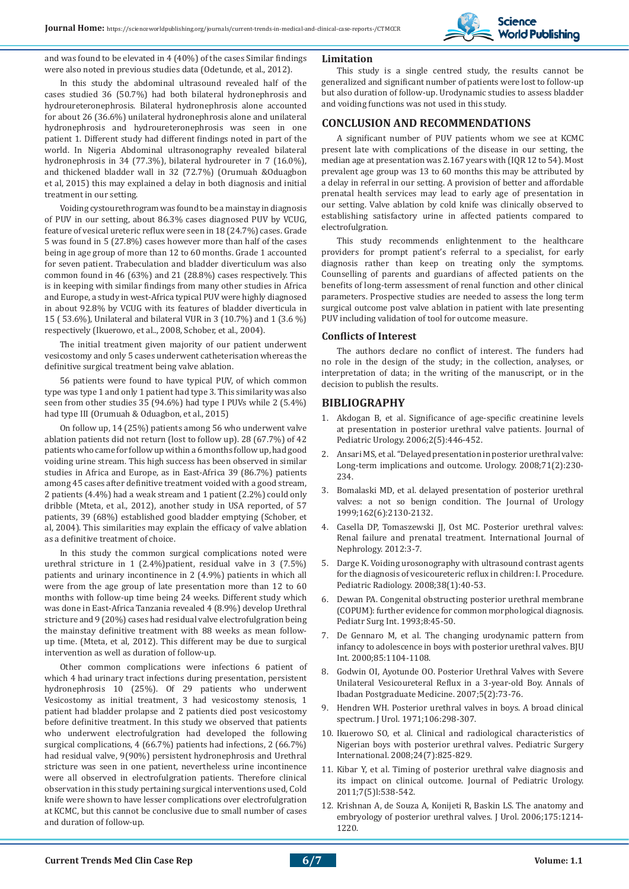and was found to be elevated in 4 (40%) of the cases Similar findings were also noted in previous studies data (Odetunde, et al., 2012).

In this study the abdominal ultrasound revealed half of the cases studied 36 (50.7%) had both bilateral hydronephrosis and hydroureteronephrosis. Bilateral hydronephrosis alone accounted for about 26 (36.6%) unilateral hydronephrosis alone and unilateral hydronephrosis and hydroureteronephrosis was seen in one patient 1. Different study had different findings noted in part of the world. In Nigeria Abdominal ultrasonography revealed bilateral hydronephrosis in 34 (77.3%), bilateral hydroureter in 7 (16.0%), and thickened bladder wall in 32 (72.7%) (Orumuah &Oduagbon et al, 2015) this may explained a delay in both diagnosis and initial treatment in our setting.

Voiding cystourethrogram was found to be a mainstay in diagnosis of PUV in our setting, about 86.3% cases diagnosed PUV by VCUG, feature of vesical ureteric reflux were seen in 18 (24.7%) cases. Grade 5 was found in 5 (27.8%) cases however more than half of the cases being in age group of more than 12 to 60 months. Grade 1 accounted for seven patient. Trabeculation and bladder diverticulum was also common found in 46 (63%) and 21 (28.8%) cases respectively. This is in keeping with similar findings from many other studies in Africa and Europe, a study in west-Africa typical PUV were highly diagnosed in about 92.8% by VCUG with its features of bladder diverticula in 15 ( 53.6%), Unilateral and bilateral VUR in 3 (10.7%) and 1 (3.6 %) respectively (Ikuerowo, et al.., 2008, Schober, et al., 2004).

The initial treatment given majority of our patient underwent vesicostomy and only 5 cases underwent catheterisation whereas the definitive surgical treatment being valve ablation.

56 patients were found to have typical PUV, of which common type was type 1 and only 1 patient had type 3. This similarity was also seen from other studies 35 (94.6%) had type I PUVs while 2 (5.4%) had type III (Orumuah & Oduagbon, et al., 2015)

On follow up, 14 (25%) patients among 56 who underwent valve ablation patients did not return (lost to follow up). 28 (67.7%) of 42 patients who came for follow up within a 6 months follow up, had good voiding urine stream. This high success has been observed in similar studies in Africa and Europe, as in East-Africa 39 (86.7%) patients among 45 cases after definitive treatment voided with a good stream, 2 patients (4.4%) had a weak stream and 1 patient (2.2%) could only dribble (Mteta, et al., 2012), another study in USA reported, of 57 patients, 39 (68%) established good bladder emptying (Schober, et al, 2004). This similarities may explain the efficacy of valve ablation as a definitive treatment of choice.

In this study the common surgical complications noted were urethral stricture in 1 (2.4%)patient, residual valve in 3 (7.5%) patients and urinary incontinence in 2 (4.9%) patients in which all were from the age group of late presentation more than 12 to 60 months with follow-up time being 24 weeks. Different study which was done in East-Africa Tanzania revealed 4 (8.9%) develop Urethral stricture and 9 (20%) cases had residual valve electrofulgration being the mainstay definitive treatment with 88 weeks as mean follow-up time. (Mteta, et al, 2012). This different may be due to surgical intervention as well as duration of follow-up.

Other common complications were infections 6 patient of which 4 had urinary tract infections during presentation, persistent hydronephrosis 10 (25%). Of 29 patients who underwent Vesicostomy as initial treatment, 3 had vesicostomy stenosis, 1 patient had bladder prolapse and 2 patients died post vesicostomy before definitive treatment. In this study we observed that patients who underwent electrofulgration had developed the following surgical complications, 4 (66.7%) patients had infections, 2 (66.7%) had residual valve, 9(90%) persistent hydronephrosis and Urethral stricture was seen in one patient, nevertheless urine incontinence were all observed in electrofulgration patients. Therefore clinical observation in this study pertaining surgical interventions used, Cold knife were shown to have lesser complications over electrofulgration at KCMC, but this cannot be conclusive due to small number of cases and duration of follow-up.

## Limitation

This study is a single centred study, the results cannot be generalized and significant number of patients were lost to follow-up but also duration of follow-up. Urodynamic studies to assess bladder and voiding functions was not used in this study.

## CONCLUSION AND RECOMMENDATIONS

A significant number of PUV patients whom we see at KCMC present late with complications of the disease in our setting, the median age at presentation was 2.167 years with (IQR 12 to 54). Most prevalent age group was 13 to 60 months this may be attributed by a delay in referral in our setting. A provision of better and affordable prenatal health services may lead to early age of presentation in our setting. Valve ablation by cold knife was clinically observed to establishing satisfactory urine in affected patients compared to electrofulgration.

This study recommends enlightenment to the healthcare providers for prompt patient's referral to a specialist, for early diagnosis rather than keep on treating only the symptoms. Counselling of parents and guardians of affected patients on the benefits of long-term assessment of renal function and other clinical parameters. Prospective studies are needed to assess the long term surgical outcome post valve ablation in patient with late presenting PUV including validation of tool for outcome measure.

## Conflicts of Interest

The authors declare no conflict of interest. The funders had no role in the design of the study; in the collection, analyses, or interpretation of data; in the writing of the manuscript, or in the decision to publish the results.

## BIBLIOGRAPHY

1. Akdogan B, et al. Significance of age-specific creatinine levels at presentation in posterior urethral valve patients. Journal of Pediatric Urology. 2006;2(5):446-452.
2. Ansari MS, et al. "Delayed presentation in posterior urethral valve: Long-term implications and outcome. Urology. 2008;71(2):230-234.
3. Bomalaski MD, et al. delayed presentation of posterior urethral valves: a not so benign condition. The Journal of Urology 1999;162(6):2130-2132.
4. Casella DP, Tomaszewski JJ, Ost MC. Posterior urethral valves: Renal failure and prenatal treatment. International Journal of Nephrology. 2012:3-7.
5. Darge K. Voiding urosonography with ultrasound contrast agents for the diagnosis of vesicoureteric reflux in children: I. Procedure. Pediatric Radiology. 2008;38(1):40-53.
6. Dewan PA. Congenital obstructing posterior urethral membrane (COPUM): further evidence for common morphological diagnosis. Pediatr Surg Int. 1993;8:45-50.
7. De Gennaro M, et al. The changing urodynamic pattern from infancy to adolescence in boys with posterior urethral valves. BJU Int. 2000;85:1104-1108.
8. Godwin OI, Ayotunde OO. Posterior Urethral Valves with Severe Unilateral Vesicoureteral Reflux in a 3-year-old Boy. Annals of Ibadan Postgraduate Medicine. 2007;5(2):73-76.
9. Hendren WH. Posterior urethral valves in boys. A broad clinical spectrum. J Urol. 1971;106:298-307.
10. Ikuerowo SO, et al. Clinical and radiological characteristics of Nigerian boys with posterior urethral valves. Pediatric Surgery International. 2008;24(7):825-829.
11. Kibar Y, et al. Timing of posterior urethral valve diagnosis and its impact on clinical outcome. Journal of Pediatric Urology. 2011;7(5)l:538-542.
12. Krishnan A, de Souza A, Konijeti R, Baskin LS. The anatomy and embryology of posterior urethral valves. J Urol. 2006;175:1214-1220.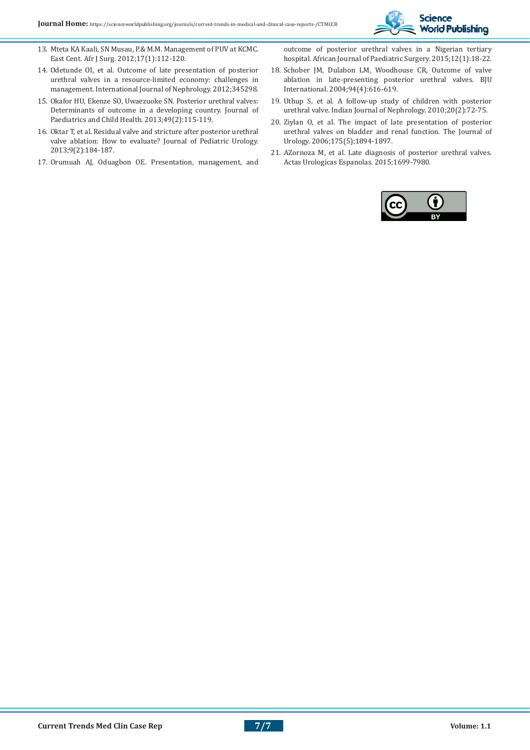13. Mteta KA Kaali, SN Musau, P.& M.M. Management of PUV at KCMC. East Cent. Afr J Surg. 2012;17(1):112-120.
14. Odetunde OI, et al. Outcome of late presentation of posterior urethral valves in a resource-limited economy: challenges in management. International Journal of Nephrology. 2012;345298.
15. Okafor HU, Ekenze SO, Uwaezuoke SN. Posterior urethral valves: Determinants of outcome in a developing country. Journal of Paediatrics and Child Health. 2013;49(2):115-119.
16. Oktar T, et al. Residual valve and stricture after posterior urethral valve ablation: How to evaluate? Journal of Pediatric Urology. 2013;9(2):184-187.
17. Orumuah AJ, Oduagbon OE. Presentation, management, and outcome of posterior urethral valves in a Nigerian tertiary hospital. African Journal of Paediatric Surgery. 2015;12(1):18-22.
18. Schober JM, Dulabon LM, Woodhouse CR, Outcome of valve ablation in late-presenting posterior urethral valves. BJU International. 2004;94(4):616-619.
19. Uthup S, et al. A follow-up study of children with posterior urethral valve. Indian Journal of Nephrology. 2010;20(2):72-75.
20. Ziylan O, et al. The impact of late presentation of posterior urethral valves on bladder and renal function. The Journal of Urology. 2006;175(5);1894-1897.
21. AZornoza M, et al. Late diagnosis of posterior urethral valves. Actas Urologicas Espanolas. 2015;1699-7980.